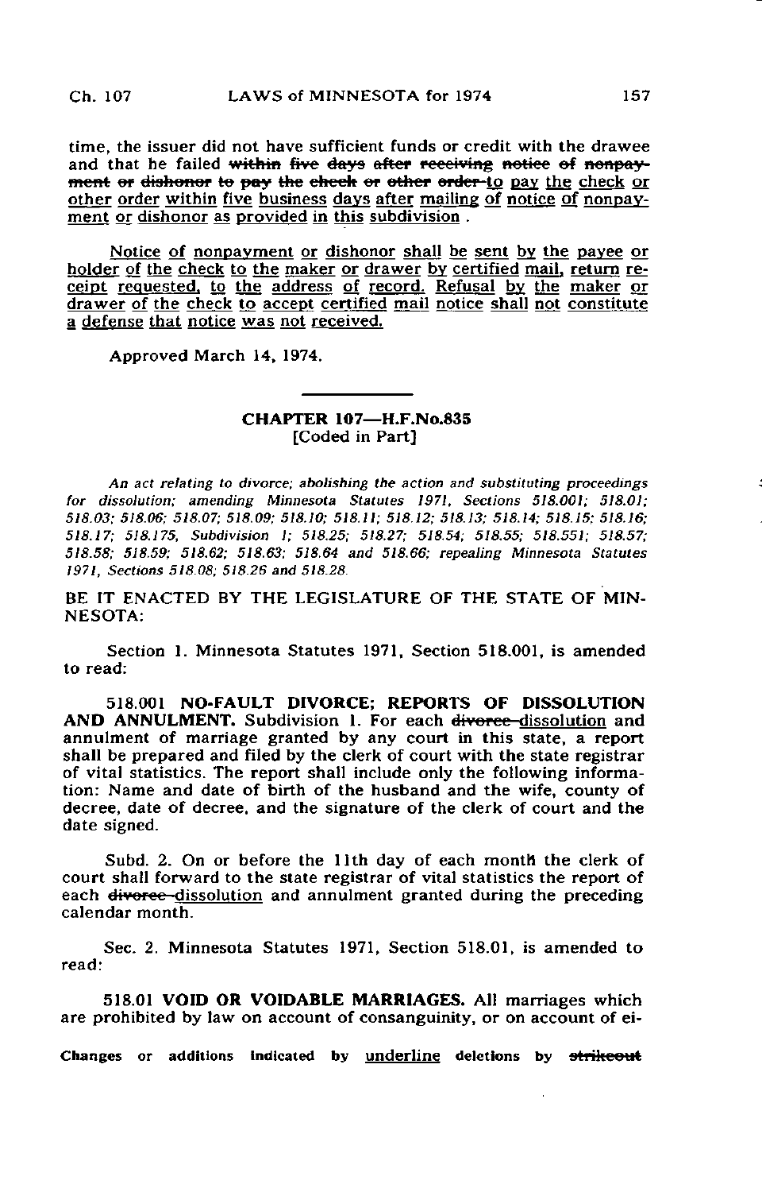time, the issuer did not have sufficient funds or credit with the drawee and that he failed ~~within five days after receiving notice of nonpayment or dishonor to pay the check or other order~~ <u>to pay the check or other order within five business days after mailing of notice of nonpayment or dishonor as provided in this subdivision</u> .

<u>Notice of nonpayment or dishonor shall be sent by the payee or holder of the check to the maker or drawer by certified mail, return receipt requested, to the address of record. Refusal by the maker or drawer of the check to accept certified mail notice shall not constitute a defense that notice was not received.</u>

Approved March 14, 1974.

---

## CHAPTER 107—H.F.No.835
[Coded in Part]

*An act relating to divorce; abolishing the action and substituting proceedings for dissolution; amending Minnesota Statutes 1971, Sections 518.001; 518.01; 518.03; 518.06; 518.07; 518.09; 518.10; 518.11; 518.12; 518.13; 518.14; 518.15; 518.16; 518.17; 518.175, Subdivision 1; 518.25; 518.27; 518.54; 518.55; 518.551; 518.57; 518.58; 518.59; 518.62; 518.63; 518.64 and 518.66; repealing Minnesota Statutes 1971, Sections 518.08; 518.26 and 518.28.*

BE IT ENACTED BY THE LEGISLATURE OF THE STATE OF MINNESOTA:

Section 1. Minnesota Statutes 1971, Section 518.001, is amended to read:

518.001 **NO-FAULT DIVORCE; REPORTS OF DISSOLUTION AND ANNULMENT.** Subdivision 1. For each ~~divorce~~ <u>dissolution</u> and annulment of marriage granted by any court in this state, a report shall be prepared and filed by the clerk of court with the state registrar of vital statistics. The report shall include only the following information: Name and date of birth of the husband and the wife, county of decree, date of decree, and the signature of the clerk of court and the date signed.

Subd. 2. On or before the 11th day of each month the clerk of court shall forward to the state registrar of vital statistics the report of each ~~divorce~~ <u>dissolution</u> and annulment granted during the preceding calendar month.

Sec. 2. Minnesota Statutes 1971, Section 518.01, is amended to read:

518.01 **VOID OR VOIDABLE MARRIAGES.** All marriages which are prohibited by law on account of consanguinity, or on account of ei-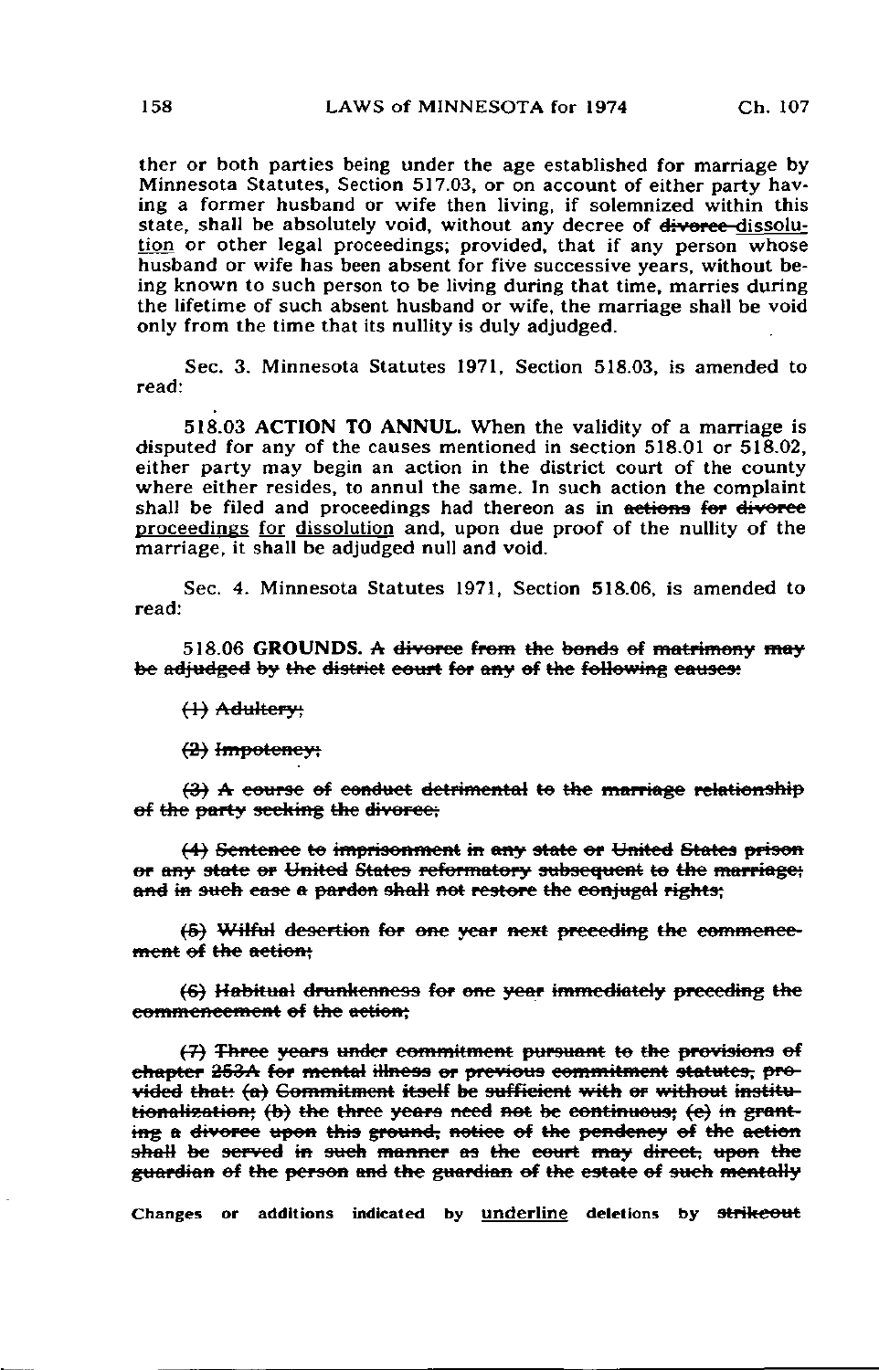ther or both parties being under the age established for marriage by Minnesota Statutes, Section 517.03, or on account of either party having a former husband or wife then living, if solemnized within this state, shall be absolutely void, without any decree of ~~divorce~~ <u>dissolution</u> or other legal proceedings; provided, that if any person whose husband or wife has been absent for five successive years, without being known to such person to be living during that time, marries during the lifetime of such absent husband or wife, the marriage shall be void only from the time that its nullity is duly adjudged.

Sec. 3. Minnesota Statutes 1971, Section 518.03, is amended to read:

518.03 **ACTION TO ANNUL.** When the validity of a marriage is disputed for any of the causes mentioned in section 518.01 or 518.02, either party may begin an action in the district court of the county where either resides, to annul the same. In such action the complaint shall be filed and proceedings had thereon as in ~~actions for divorce~~ <u>proceedings</u> <u>for</u> <u>dissolution</u> and, upon due proof of the nullity of the marriage, it shall be adjudged null and void.

Sec. 4. Minnesota Statutes 1971, Section 518.06, is amended to read:

518.06 **GROUNDS.** ~~A divorce from the bonds of matrimony may be adjudged by the district court for any of the following causes:~~

~~(1) Adultery;~~

~~(2) Impotency;~~

~~(3) A course of conduct detrimental to the marriage relationship of the party seeking the divorce;~~

~~(4) Sentence to imprisonment in any state or United States prison or any state or United States reformatory subsequent to the marriage; and in such case a pardon shall not restore the conjugal rights;~~

~~(5) Wilful desertion for one year next preceding the commencement of the action;~~

~~(6) Habitual drunkenness for one year immediately preceding the commencement of the action;~~

~~(7) Three years under commitment pursuant to the provisions of chapter 253A for mental illness or previous commitment statutes, provided that: (a) Commitment itself be sufficient with or without institutionalization; (b) the three years need not be continuous; (c) in granting a divorce upon this ground, notice of the pendency of the action shall be served in such manner as the court may direct, upon the guardian of the person and the guardian of the estate of such mentally~~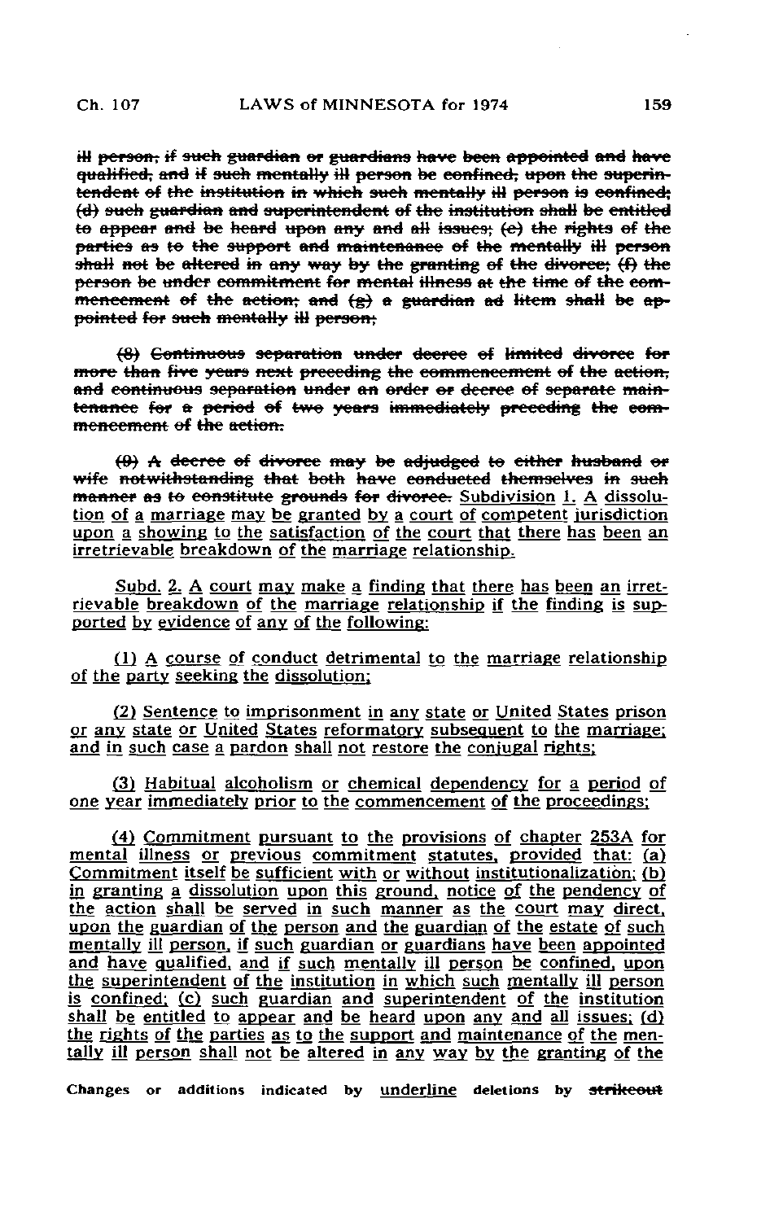~~ill person; if such guardian or guardians have been appointed and have qualified, and if such mentally ill person be confined, upon the superintendent of the institution in which such mentally ill person is confined; (d) such guardian and superintendent of the institution shall be entitled to appear and be heard upon any and all issues; (e) the rights of the parties as to the support and maintenance of the mentally ill person shall not be altered in any way by the granting of the divorce; (f) the person be under commitment for mental illness at the time of the commencement of the action; and (g) a guardian ad litem shall be appointed for such mentally ill person;~~

~~(8) Continuous separation under decree of limited divorce for more than five years next preceding the commencement of the action, and continuous separation under an order or decree of separate maintenance for a period of two years immediately preceding the commencement of the action.~~

~~(9) A decree of divorce may be adjudged to either husband or wife notwithstanding that both have conducted themselves in such manner as to constitute grounds for divorce.~~ <u>Subdivision 1. A dissolution of a marriage may be granted by a court of competent jurisdiction upon a showing to the satisfaction of the court that there has been an irretrievable breakdown of the marriage relationship.</u>

<u>Subd. 2. A court may make a finding that there has been an irretrievable breakdown of the marriage relationship if the finding is supported by evidence of any of the following:</u>

<u>(1) A course of conduct detrimental to the marriage relationship of the party seeking the dissolution;</u>

<u>(2) Sentence to imprisonment in any state or United States prison or any state or United States reformatory subsequent to the marriage; and in such case a pardon shall not restore the conjugal rights;</u>

<u>(3) Habitual alcoholism or chemical dependency for a period of one year immediately prior to the commencement of the proceedings;</u>

<u>(4) Commitment pursuant to the provisions of chapter 253A for mental illness or previous commitment statutes, provided that: (a) Commitment itself be sufficient with or without institutionalization; (b) in granting a dissolution upon this ground, notice of the pendency of the action shall be served in such manner as the court may direct, upon the guardian of the person and the guardian of the estate of such mentally ill person, if such guardian or guardians have been appointed and have qualified, and if such mentally ill person be confined, upon the superintendent of the institution in which such mentally ill person is confined; (c) such guardian and superintendent of the institution shall be entitled to appear and be heard upon any and all issues; (d) the rights of the parties as to the support and maintenance of the mentally ill person shall not be altered in any way by the granting of the</u>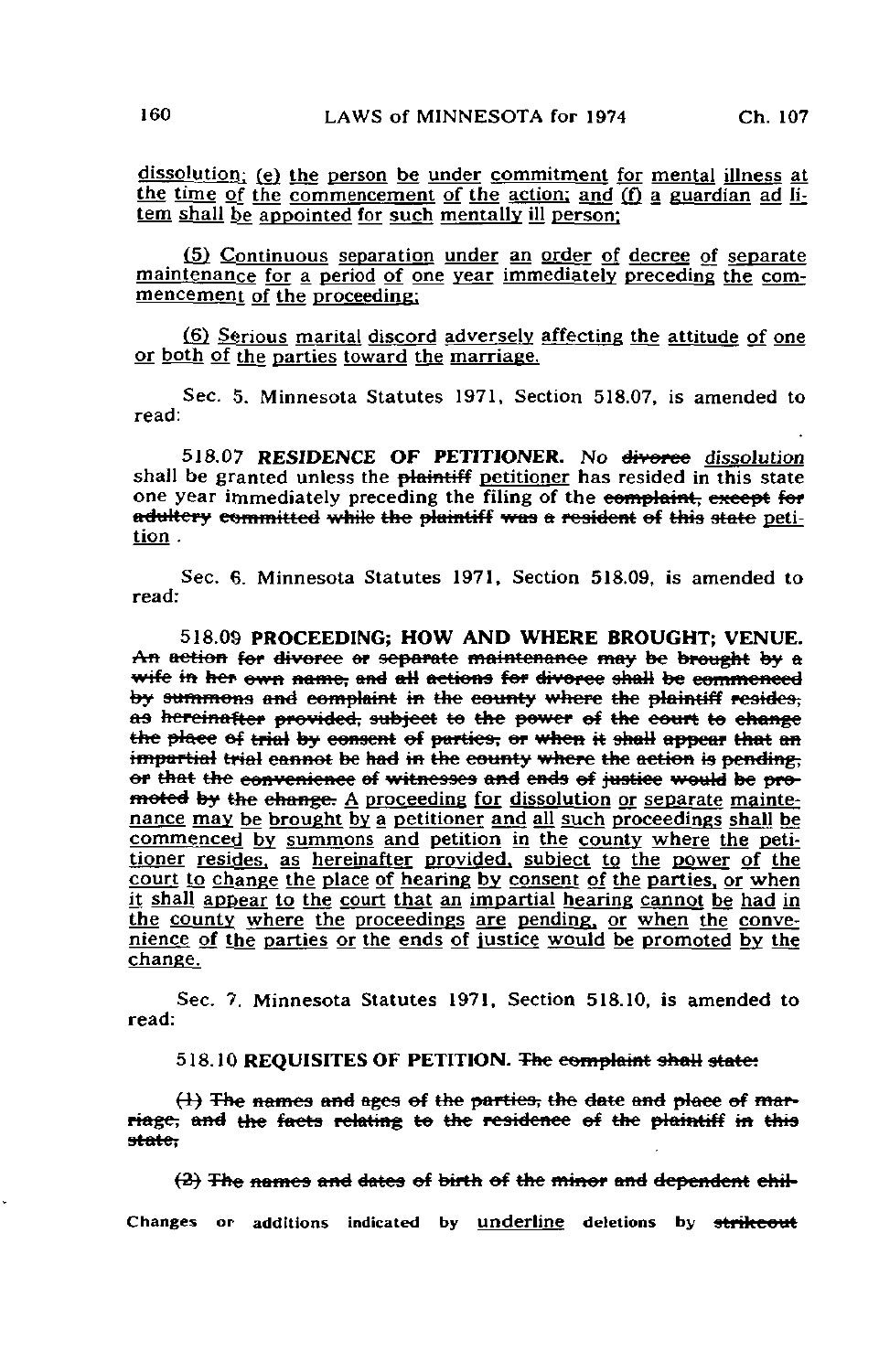<u>dissolution; (e) the person be under commitment for mental illness at the time of the commencement of the action; and (f) a guardian ad litem shall be appointed for such mentally ill person;</u>

<u>(5) Continuous separation under an order of decree of separate maintenance for a period of one year immediately preceding the commencement of the proceeding;</u>

<u>(6) Serious marital discord adversely affecting the attitude of one or both of the parties toward the marriage.</u>

Sec. 5. Minnesota Statutes 1971, Section 518.07, is amended to read:

518.07 **RESIDENCE OF PETITIONER.** No ~~divorce~~ <u>dissolution</u> shall be granted unless the ~~plaintiff~~ <u>petitioner</u> has resided in this state one year immediately preceding the filing of the ~~complaint, except for adultery committed while the plaintiff was a resident of this state~~ <u>petition</u> .

Sec. 6. Minnesota Statutes 1971, Section 518.09, is amended to read:

518.09 **PROCEEDING; HOW AND WHERE BROUGHT; VENUE.** ~~An action for divorce or separate maintenance may be brought by a wife in her own name, and all actions for divorce shall be commenced by summons and complaint in the county where the plaintiff resides, as hereinafter provided, subject to the power of the court to change the place of trial by consent of parties, or when it shall appear that an impartial trial cannot be had in the county where the action is pending, or that the convenience of witnesses and ends of justice would be promoted by the change.~~ <u>A proceeding for dissolution or separate maintenance may be brought by a petitioner and all such proceedings shall be commenced by summons and petition in the county where the petitioner resides, as hereinafter provided, subject to the power of the court to change the place of hearing by consent of the parties, or when it shall appear to the court that an impartial hearing cannot be had in the county where the proceedings are pending, or when the convenience of the parties or the ends of justice would be promoted by the change.</u>

Sec. 7. Minnesota Statutes 1971, Section 518.10, is amended to read:

518.10 **REQUISITES OF PETITION.** ~~The complaint shall state:~~

~~(1) The names and ages of the parties, the date and place of marriage, and the facts relating to the residence of the plaintiff in this state;~~

~~(2) The names and dates of birth of the minor and dependent chil-~~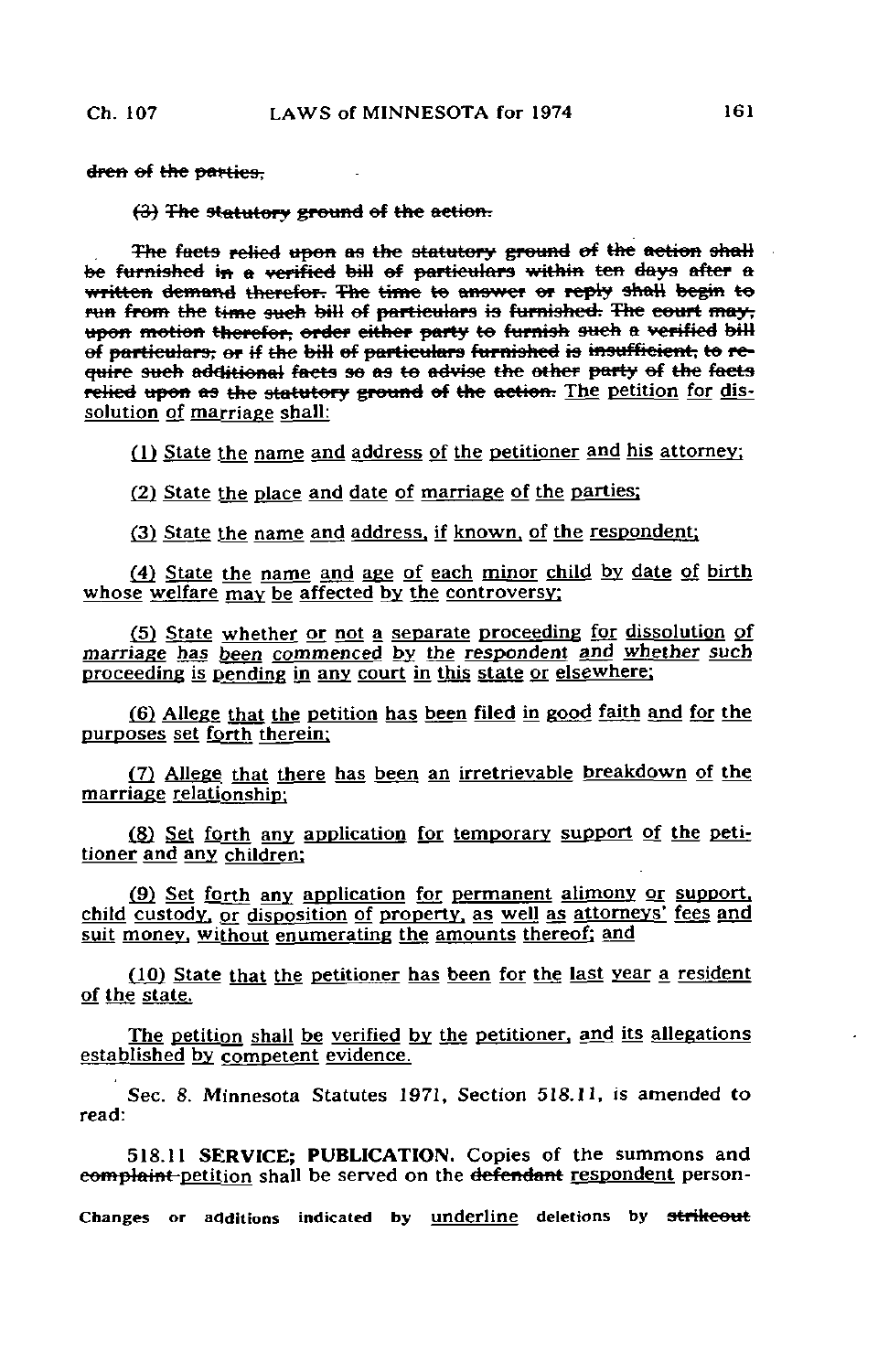~~dren of the parties.~~

~~(3) The statutory ground of the action.~~

~~The facts relied upon as the statutory ground of the action shall be furnished in a verified bill of particulars within ten days after a written demand therefor. The time to answer or reply shall begin to run from the time such bill of particulars is furnished. The court may, upon motion therefor, order either party to furnish such a verified bill of particulars, or if the bill of particulars furnished is insufficient, to require such additional facts so as to advise the other party of the facts relied upon as the statutory ground of the action.~~ The petition for dissolution of marriage shall:

(1) State the name and address of the petitioner and his attorney;

(2) State the place and date of marriage of the parties;

(3) State the name and address, if known, of the respondent;

(4) State the name and age of each minor child by date of birth whose welfare may be affected by the controversy;

(5) State whether or not a separate proceeding for dissolution of marriage has been commenced by the respondent and whether such proceeding is pending in any court in this state or elsewhere;

(6) Allege that the petition has been filed in good faith and for the purposes set forth therein;

(7) Allege that there has been an irretrievable breakdown of the marriage relationship;

(8) Set forth any application for temporary support of the petitioner and any children;

(9) Set forth any application for permanent alimony or support, child custody, or disposition of property, as well as attorneys' fees and suit money, without enumerating the amounts thereof; and

(10) State that the petitioner has been for the last year a resident of the state.

The petition shall be verified by the petitioner, and its allegations established by competent evidence.

Sec. 8. Minnesota Statutes 1971, Section 518.11, is amended to read:

518.11 **SERVICE; PUBLICATION.** Copies of the summons and ~~complaint~~ petition shall be served on the ~~defendant~~ respondent person-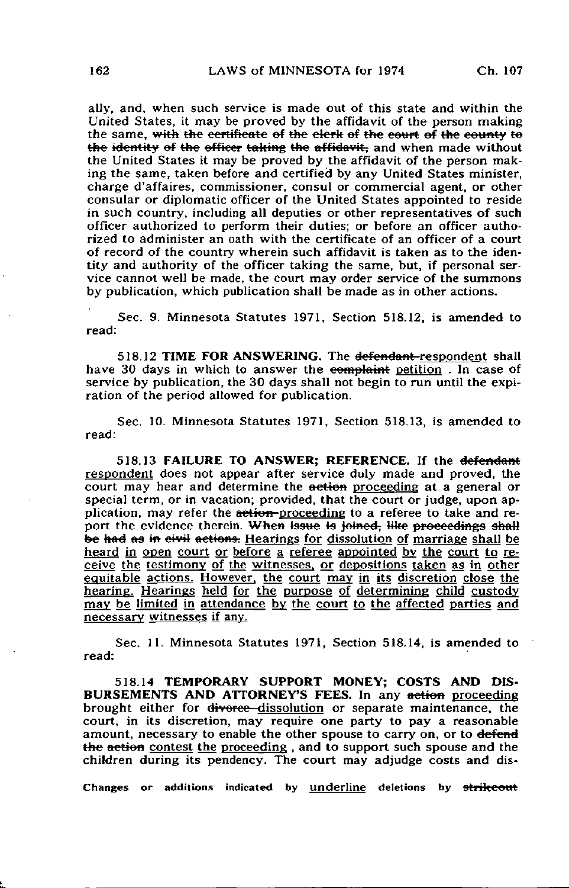ally, and, when such service is made out of this state and within the United States, it may be proved by the affidavit of the person making the same, ~~with the certificate of the clerk of the court of the county to the identity of the officer taking the affidavit,~~ and when made without the United States it may be proved by the affidavit of the person making the same, taken before and certified by any United States minister, charge d'affaires, commissioner, consul or commercial agent, or other consular or diplomatic officer of the United States appointed to reside in such country, including all deputies or other representatives of such officer authorized to perform their duties; or before an officer authorized to administer an oath with the certificate of an officer of a court of record of the country wherein such affidavit is taken as to the identity and authority of the officer taking the same, but, if personal service cannot well be made, the court may order service of the summons by publication, which publication shall be made as in other actions.

Sec. 9. Minnesota Statutes 1971, Section 518.12, is amended to read:

518.12 **TIME FOR ANSWERING.** The ~~defendant~~ <u>respondent</u> shall have 30 days in which to answer the ~~complaint~~ <u>petition</u>. In case of service by publication, the 30 days shall not begin to run until the expiration of the period allowed for publication.

Sec. 10. Minnesota Statutes 1971, Section 518.13, is amended to read:

518.13 **FAILURE TO ANSWER; REFERENCE.** If the ~~defendant~~ <u>respondent</u> does not appear after service duly made and proved, the court may hear and determine the ~~action~~ <u>proceeding</u> at a general or special term, or in vacation; provided, that the court or judge, upon application, may refer the ~~action~~ <u>proceeding</u> to a referee to take and report the evidence therein. ~~When issue is joined, like proceedings shall be had as in civil actions.~~ <u>Hearings for dissolution of marriage shall be heard in open court or before a referee appointed by the court to receive the testimony of the witnesses, or depositions taken as in other equitable actions. However, the court may in its discretion close the hearing. Hearings held for the purpose of determining child custody may be limited in attendance by the court to the affected parties and necessary witnesses if any.</u>

Sec. 11. Minnesota Statutes 1971, Section 518.14, is amended to read:

518.14 **TEMPORARY SUPPORT MONEY; COSTS AND DISBURSEMENTS AND ATTORNEY'S FEES.** In any ~~action~~ <u>proceeding</u> brought either for ~~divorce~~ <u>dissolution</u> or separate maintenance, the court, in its discretion, may require one party to pay a reasonable amount, necessary to enable the other spouse to carry on, or to ~~defend the action~~ <u>contest the proceeding</u>, and to support such spouse and the children during its pendency. The court may adjudge costs and dis-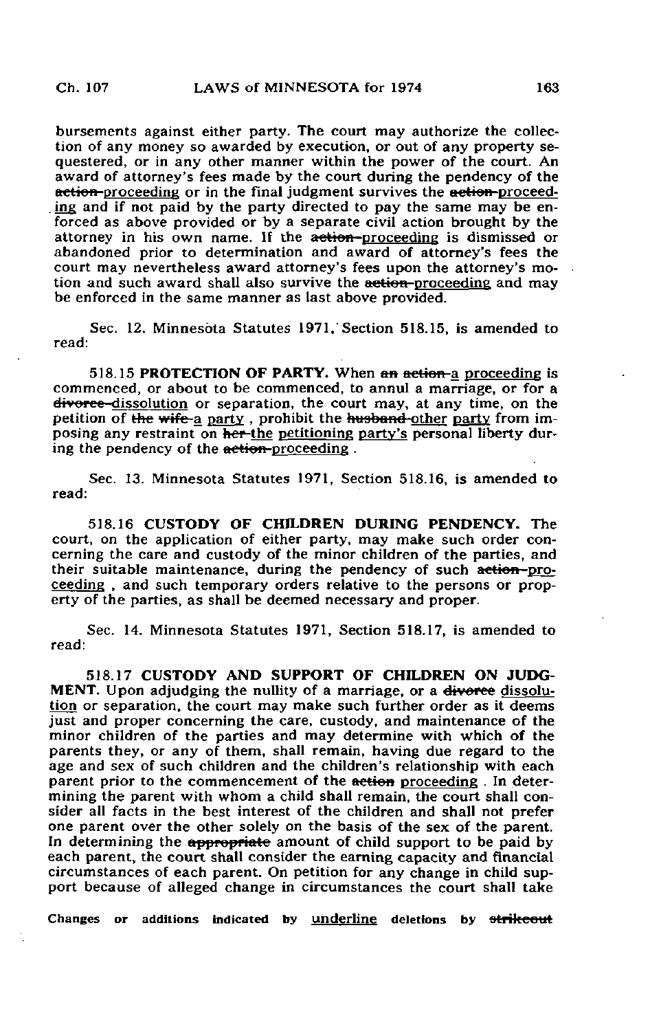bursements against either party. The court may authorize the collection of any money so awarded by execution, or out of any property sequestered, or in any other manner within the power of the court. An award of attorney's fees made by the court during the pendency of the ~~action~~ <u>proceeding</u> or in the final judgment survives the ~~action~~ <u>proceeding</u> and if not paid by the party directed to pay the same may be enforced as above provided or by a separate civil action brought by the attorney in his own name. If the ~~action~~ <u>proceeding</u> is dismissed or abandoned prior to determination and award of attorney's fees the court may nevertheless award attorney's fees upon the attorney's motion and such award shall also survive the ~~action~~ <u>proceeding</u> and may be enforced in the same manner as last above provided.

Sec. 12. Minnesota Statutes 1971, Section 518.15, is amended to read:

518.15 **PROTECTION OF PARTY.** When ~~an action~~ <u>a proceeding</u> is commenced, or about to be commenced, to annul a marriage, or for a ~~divorce~~ <u>dissolution</u> or separation, the court may, at any time, on the petition of ~~the wife~~ <u>a party</u>, prohibit the ~~husband~~ <u>other party</u> from imposing any restraint on ~~her~~ <u>the petitioning party's</u> personal liberty during the pendency of the ~~action~~ <u>proceeding</u>.

Sec. 13. Minnesota Statutes 1971, Section 518.16, is amended to read:

518.16 **CUSTODY OF CHILDREN DURING PENDENCY.** The court, on the application of either party, may make such order concerning the care and custody of the minor children of the parties, and their suitable maintenance, during the pendency of such ~~action~~ <u>proceeding</u>, and such temporary orders relative to the persons or property of the parties, as shall be deemed necessary and proper.

Sec. 14. Minnesota Statutes 1971, Section 518.17, is amended to read:

518.17 **CUSTODY AND SUPPORT OF CHILDREN ON JUDGMENT.** Upon adjudging the nullity of a marriage, or a ~~divorce~~ <u>dissolution</u> or separation, the court may make such further order as it deems just and proper concerning the care, custody, and maintenance of the minor children of the parties and may determine with which of the parents they, or any of them, shall remain, having due regard to the age and sex of such children and the children's relationship with each parent prior to the commencement of the ~~action~~ <u>proceeding</u>. In determining the parent with whom a child shall remain, the court shall consider all facts in the best interest of the children and shall not prefer one parent over the other solely on the basis of the sex of the parent. In determining the ~~appropriate~~ amount of child support to be paid by each parent, the court shall consider the earning capacity and financial circumstances of each parent. On petition for any change in child support because of alleged change in circumstances the court shall take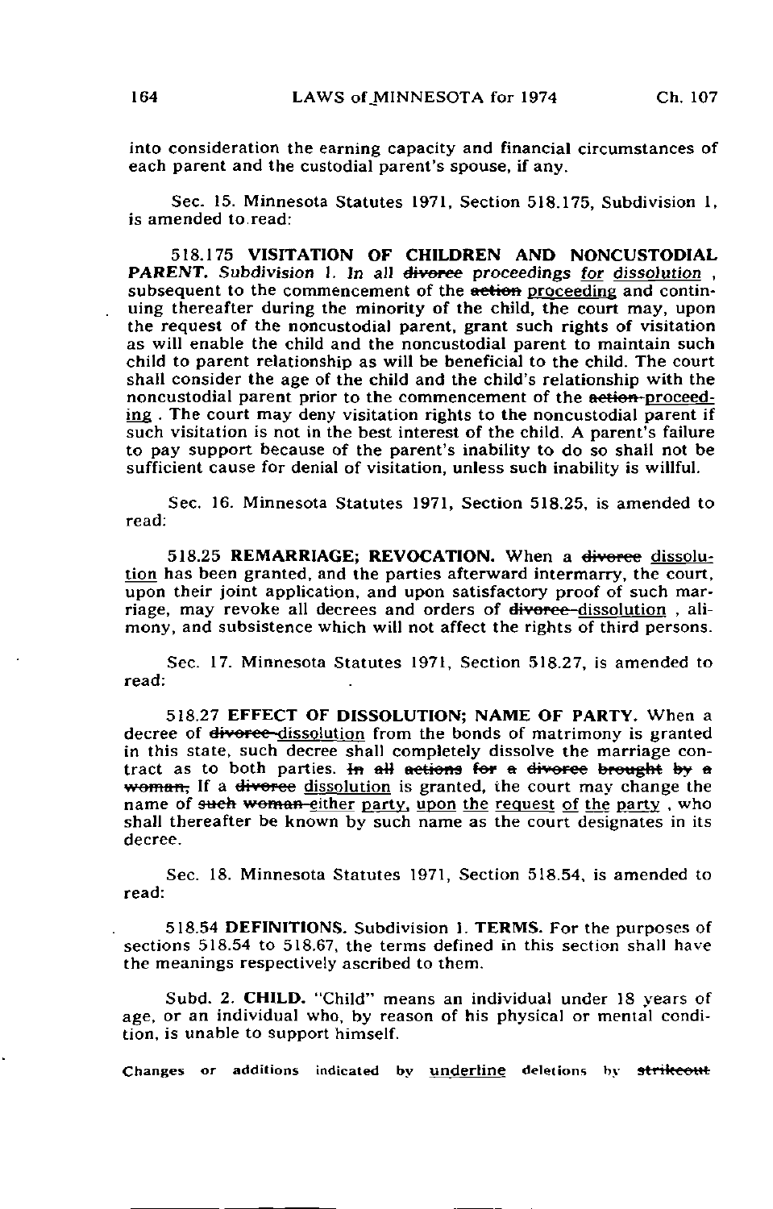into consideration the earning capacity and financial circumstances of each parent and the custodial parent's spouse, if any.

Sec. 15. Minnesota Statutes 1971, Section 518.175, Subdivision 1, is amended to read:

518.175 **VISITATION OF CHILDREN AND NONCUSTODIAL PARENT.** *Subdivision 1. In all ~~divorce~~ proceedings <u>for dissolution</u>* , subsequent to the commencement of the ~~action~~ <u>proceeding</u> and continuing thereafter during the minority of the child, the court may, upon the request of the noncustodial parent, grant such rights of visitation as will enable the child and the noncustodial parent to maintain such child to parent relationship as will be beneficial to the child. The court shall consider the age of the child and the child's relationship with the noncustodial parent prior to the commencement of the ~~action~~ <u>proceeding</u> . The court may deny visitation rights to the noncustodial parent if such visitation is not in the best interest of the child. A parent's failure to pay support because of the parent's inability to do so shall not be sufficient cause for denial of visitation, unless such inability is willful.

Sec. 16. Minnesota Statutes 1971, Section 518.25, is amended to read:

518.25 **REMARRIAGE; REVOCATION.** When a ~~divorce~~ <u>dissolution</u> has been granted, and the parties afterward intermarry, the court, upon their joint application, and upon satisfactory proof of such marriage, may revoke all decrees and orders of ~~divorce~~ <u>dissolution</u> , alimony, and subsistence which will not affect the rights of third persons.

Sec. 17. Minnesota Statutes 1971, Section 518.27, is amended to read:

518.27 **EFFECT OF DISSOLUTION; NAME OF PARTY.** When a decree of ~~divorce~~ <u>dissolution</u> from the bonds of matrimony is granted in this state, such decree shall completely dissolve the marriage contract as to both parties. ~~In all actions for a divorce brought by a woman,~~ If a ~~divorce~~ <u>dissolution</u> is granted, the court may change the name of ~~such woman~~ <u>either party, upon the request of the party</u> , who shall thereafter be known by such name as the court designates in its decree.

Sec. 18. Minnesota Statutes 1971, Section 518.54, is amended to read:

518.54 **DEFINITIONS.** Subdivision 1. **TERMS.** For the purposes of sections 518.54 to 518.67, the terms defined in this section shall have the meanings respectively ascribed to them.

Subd. 2. **CHILD.** "Child" means an individual under 18 years of age, or an individual who, by reason of his physical or mental condition, is unable to support himself.

Changes or additions indicated by <u>underline</u> deletions by ~~strikeout~~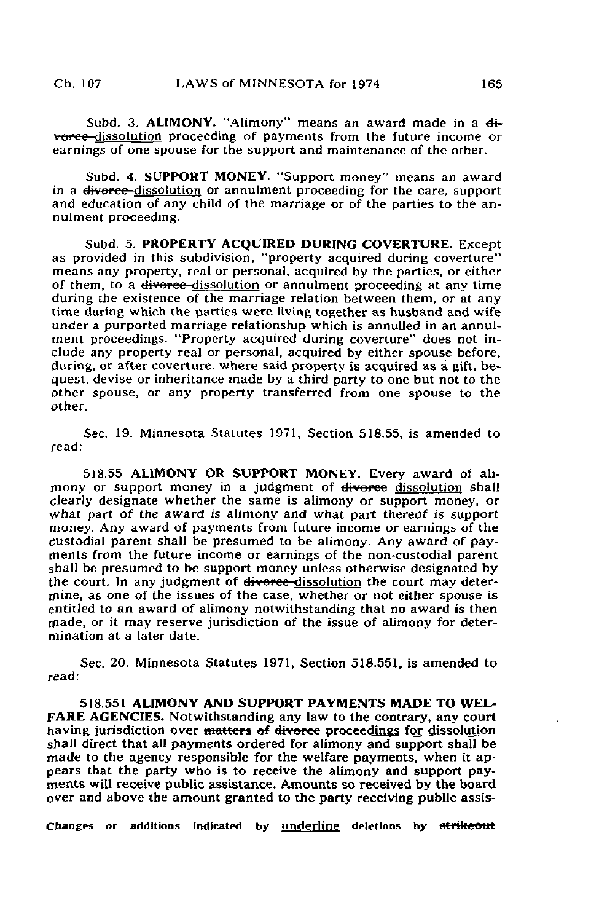Subd. 3. **ALIMONY.** "Alimony" means an award made in a ~~divorce~~ <u>dissolution</u> proceeding of payments from the future income or earnings of one spouse for the support and maintenance of the other.

Subd. 4. **SUPPORT MONEY.** "Support money" means an award in a ~~divorce~~ <u>dissolution</u> or annulment proceeding for the care, support and education of any child of the marriage or of the parties to the annulment proceeding.

Subd. 5. **PROPERTY ACQUIRED DURING COVERTURE.** Except as provided in this subdivision, "property acquired during coverture" means any property, real or personal, acquired by the parties, or either of them, to a ~~divorce~~ <u>dissolution</u> or annulment proceeding at any time during the existence of the marriage relation between them, or at any time during which the parties were living together as husband and wife under a purported marriage relationship which is annulled in an annulment proceedings. "Property acquired during coverture" does not include any property real or personal, acquired by either spouse before, during, or after coverture, where said property is acquired as a gift, bequest, devise or inheritance made by a third party to one but not to the other spouse, or any property transferred from one spouse to the other.

Sec. 19. Minnesota Statutes 1971, Section 518.55, is amended to read:

518.55 **ALIMONY OR SUPPORT MONEY.** Every award of alimony or support money in a judgment of ~~divorce~~ <u>dissolution</u> shall clearly designate whether the same is alimony or support money, or what part of the award is alimony and what part thereof is support money. Any award of payments from future income or earnings of the custodial parent shall be presumed to be alimony. Any award of payments from the future income or earnings of the non-custodial parent shall be presumed to be support money unless otherwise designated by the court. In any judgment of ~~divorce~~ <u>dissolution</u> the court may determine, as one of the issues of the case, whether or not either spouse is entitled to an award of alimony notwithstanding that no award is then made, or it may reserve jurisdiction of the issue of alimony for determination at a later date.

Sec. 20. Minnesota Statutes 1971, Section 518.551, is amended to read:

518.551 **ALIMONY AND SUPPORT PAYMENTS MADE TO WELFARE AGENCIES.** Notwithstanding any law to the contrary, any court having jurisdiction over ~~matters of divorce~~ <u>proceedings for dissolution</u> shall direct that all payments ordered for alimony and support shall be made to the agency responsible for the welfare payments, when it appears that the party who is to receive the alimony and support payments will receive public assistance. Amounts so received by the board over and above the amount granted to the party receiving public assis-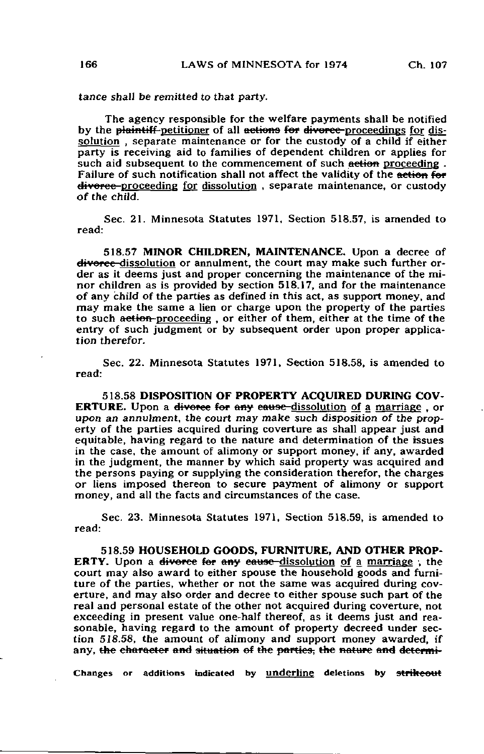*tance shall be remitted to that party.*

The agency responsible for the welfare payments shall be notified by the ~~plaintiff~~ <u>petitioner</u> of all ~~actions for divorce~~ <u>proceedings for dissolution</u> , separate maintenance or for the custody of a child if either party is receiving aid to families of dependent children or applies for such aid subsequent to the commencement of such ~~action~~ <u>proceeding</u> . Failure of such notification shall not affect the validity of the ~~action for divorce~~ <u>proceeding for dissolution</u> , separate maintenance, or custody of the child.

Sec. 21. Minnesota Statutes 1971, Section 518.57, is amended to read:

518.57 **MINOR CHILDREN, MAINTENANCE.** Upon a decree of ~~divorce~~ <u>dissolution</u> or annulment, the court may make such further order as it deems just and proper concerning the maintenance of the minor children as is provided by section 518.17, and for the maintenance of any child of the parties as defined in this act, as support money, and may make the same a lien or charge upon the property of the parties to such ~~action~~ <u>proceeding</u> , or either of them, either at the time of the entry of such judgment or by subsequent order upon proper application therefor.

Sec. 22. Minnesota Statutes 1971, Section 518.58, is amended to read:

518.58 **DISPOSITION OF PROPERTY ACQUIRED DURING COVERTURE.** Upon a ~~divorce for any cause~~ <u>dissolution of a marriage</u> , or *upon an annulment, the court may make such disposition of the property of the parties acquired during coverture as shall appear just and equitable,* having regard to the nature and determination of the issues in the case, the amount of alimony or support money, if any, awarded in the judgment, the manner by which said property was acquired and the persons paying or supplying the consideration therefor, the charges or liens imposed thereon to secure payment of alimony or support money, and all the facts and circumstances of the case.

Sec. 23. Minnesota Statutes 1971, Section 518.59, is amended to read:

518.59 **HOUSEHOLD GOODS, FURNITURE, AND OTHER PROPERTY.** Upon a ~~divorce for any cause~~ <u>dissolution of a marriage</u> ; the court may also award to either spouse the household goods and furniture of the parties, whether or not the same was acquired during coverture, and may also order and decree to either spouse such part of the real and personal estate of the other not acquired during coverture, not exceeding in present value one-half thereof, as it deems just and reasonable, having regard to the amount of property decreed under section 518.58, the amount of alimony and support money awarded, if any, ~~the character and situation of the parties, the nature and determi-~~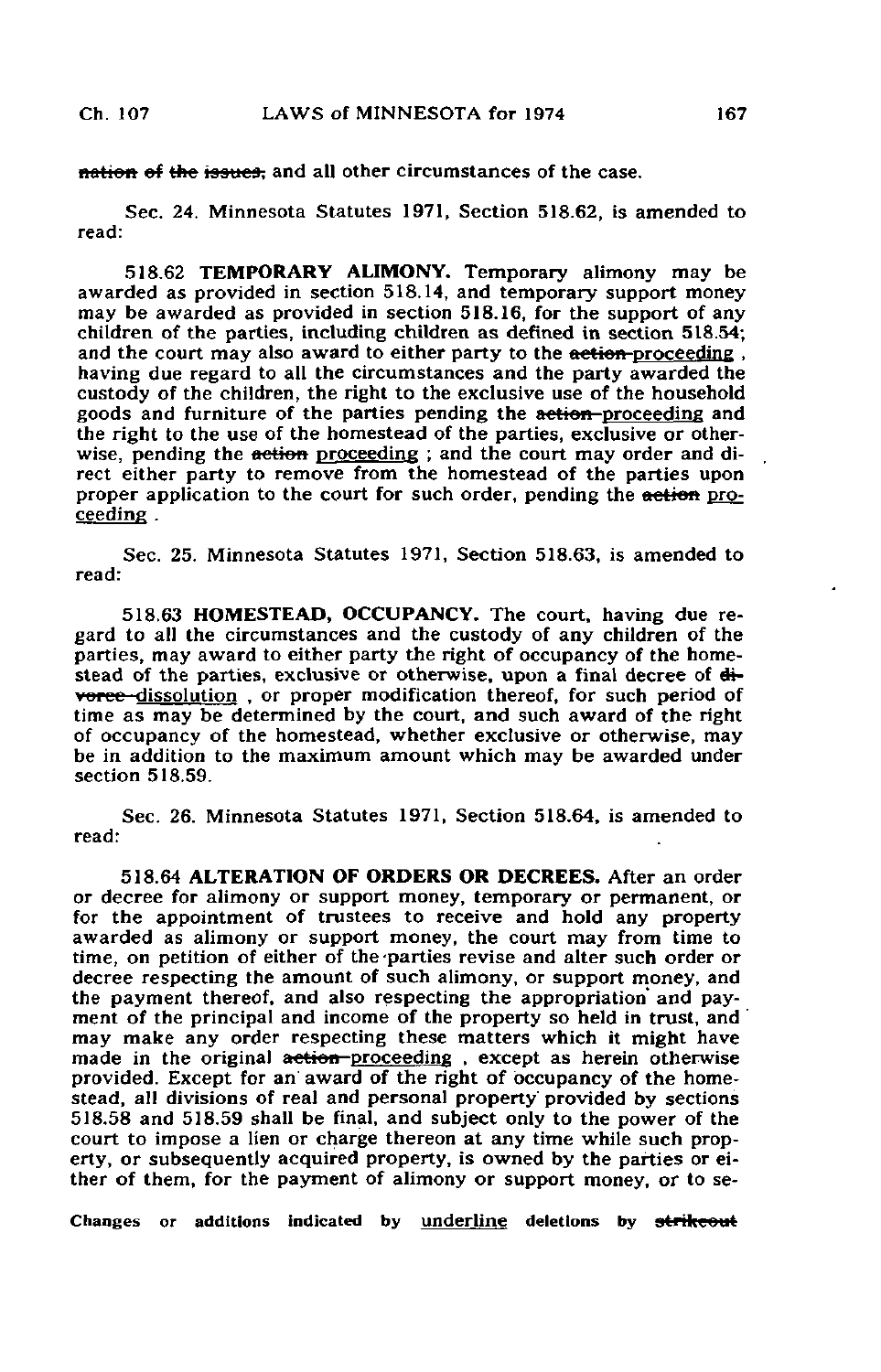~~nation of the issues,~~ and all other circumstances of the case.

Sec. 24. Minnesota Statutes 1971, Section 518.62, is amended to read:

518.62 **TEMPORARY ALIMONY.** Temporary alimony may be awarded as provided in section 518.14, and temporary support money may be awarded as provided in section 518.16, for the support of any children of the parties, including children as defined in section 518.54; and the court may also award to either party to the ~~action~~ <u>proceeding</u> , having due regard to all the circumstances and the party awarded the custody of the children, the right to the exclusive use of the household goods and furniture of the parties pending the ~~action~~ <u>proceeding</u> and the right to the use of the homestead of the parties, exclusive or otherwise, pending the ~~action~~ <u>proceeding</u> ; and the court may order and direct either party to remove from the homestead of the parties upon proper application to the court for such order, pending the ~~action~~ <u>proceeding</u> .

Sec. 25. Minnesota Statutes 1971, Section 518.63, is amended to read:

518.63 **HOMESTEAD, OCCUPANCY.** The court, having due regard to all the circumstances and the custody of any children of the parties, may award to either party the right of occupancy of the homestead of the parties, exclusive or otherwise, upon a final decree of ~~divorce~~ <u>dissolution</u> , or proper modification thereof, for such period of time as may be determined by the court, and such award of the right of occupancy of the homestead, whether exclusive or otherwise, may be in addition to the maximum amount which may be awarded under section 518.59.

Sec. 26. Minnesota Statutes 1971, Section 518.64, is amended to read:

518.64 **ALTERATION OF ORDERS OR DECREES.** After an order or decree for alimony or support money, temporary or permanent, or for the appointment of trustees to receive and hold any property awarded as alimony or support money, the court may from time to time, on petition of either of the parties revise and alter such order or decree respecting the amount of such alimony, or support money, and the payment thereof, and also respecting the appropriation and payment of the principal and income of the property so held in trust, and may make any order respecting these matters which it might have made in the original ~~action~~ <u>proceeding</u> , except as herein otherwise provided. Except for an award of the right of occupancy of the homestead, all divisions of real and personal property provided by sections 518.58 and 518.59 shall be final, and subject only to the power of the court to impose a lien or charge thereon at any time while such property, or subsequently acquired property, is owned by the parties or either of them, for the payment of alimony or support money, or to se-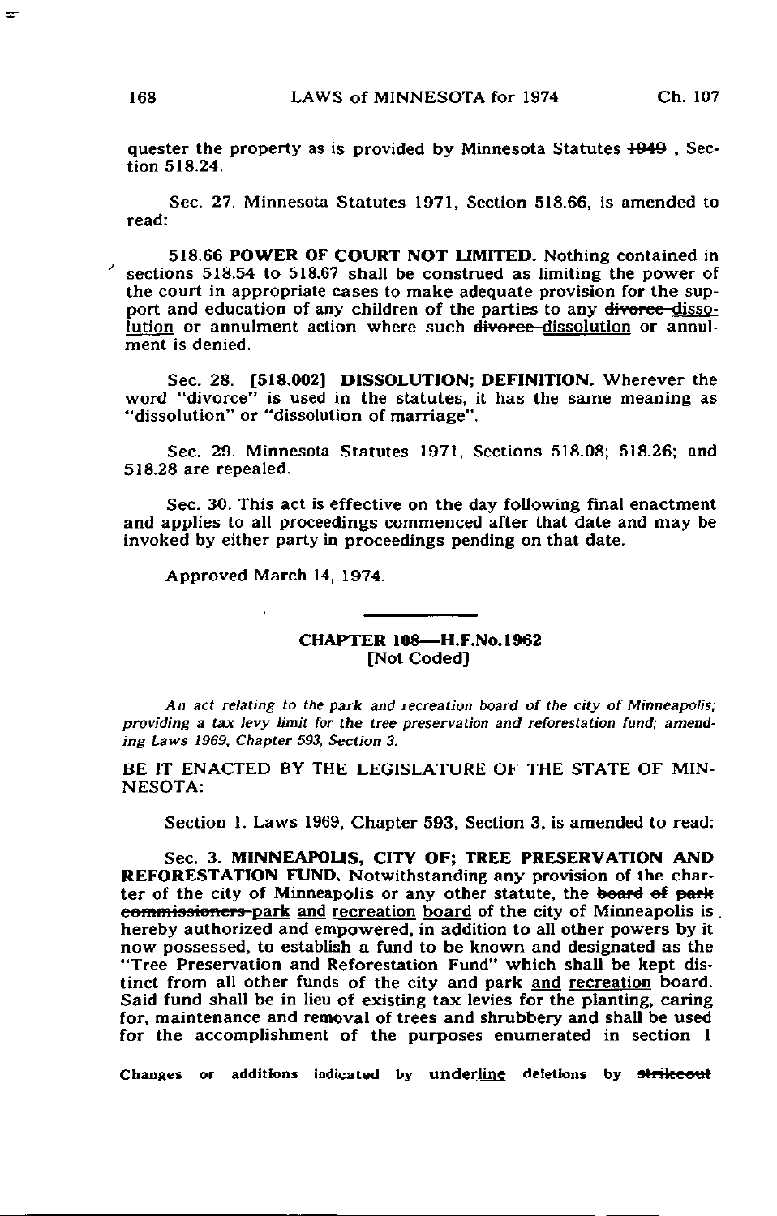quester the property as is provided by Minnesota Statutes ~~1949~~ , Section 518.24.

Sec. 27. Minnesota Statutes 1971, Section 518.66, is amended to read:

518.66 **POWER OF COURT NOT LIMITED.** Nothing contained in sections 518.54 to 518.67 shall be construed as limiting the power of the court in appropriate cases to make adequate provision for the support and education of any children of the parties to any ~~divorce~~ dissolution or annulment action where such ~~divorce~~ dissolution or annulment is denied.

Sec. 28. **[518.002] DISSOLUTION; DEFINITION.** Wherever the word "divorce" is used in the statutes, it has the same meaning as "dissolution" or "dissolution of marriage".

Sec. 29. Minnesota Statutes 1971, Sections 518.08; 518.26; and 518.28 are repealed.

Sec. 30. This act is effective on the day following final enactment and applies to all proceedings commenced after that date and may be invoked by either party in proceedings pending on that date.

Approved March 14, 1974.

---

## CHAPTER 108—H.F.No.1962
[Not Coded]

*An act relating to the park and recreation board of the city of Minneapolis; providing a tax levy limit for the tree preservation and reforestation fund; amending Laws 1969, Chapter 593, Section 3.*

BE IT ENACTED BY THE LEGISLATURE OF THE STATE OF MINNESOTA:

Section 1. Laws 1969, Chapter 593, Section 3, is amended to read:

Sec. 3. **MINNEAPOLIS, CITY OF; TREE PRESERVATION AND REFORESTATION FUND.** Notwithstanding any provision of the charter of the city of Minneapolis or any other statute, the ~~board of park commissioners~~ park and recreation board of the city of Minneapolis is hereby authorized and empowered, in addition to all other powers by it now possessed, to establish a fund to be known and designated as the "Tree Preservation and Reforestation Fund" which shall be kept distinct from all other funds of the city and park and recreation board. Said fund shall be in lieu of existing tax levies for the planting, caring for, maintenance and removal of trees and shrubbery and shall be used for the accomplishment of the purposes enumerated in section 1

Changes or additions indicated by underline deletions by ~~strikeout~~